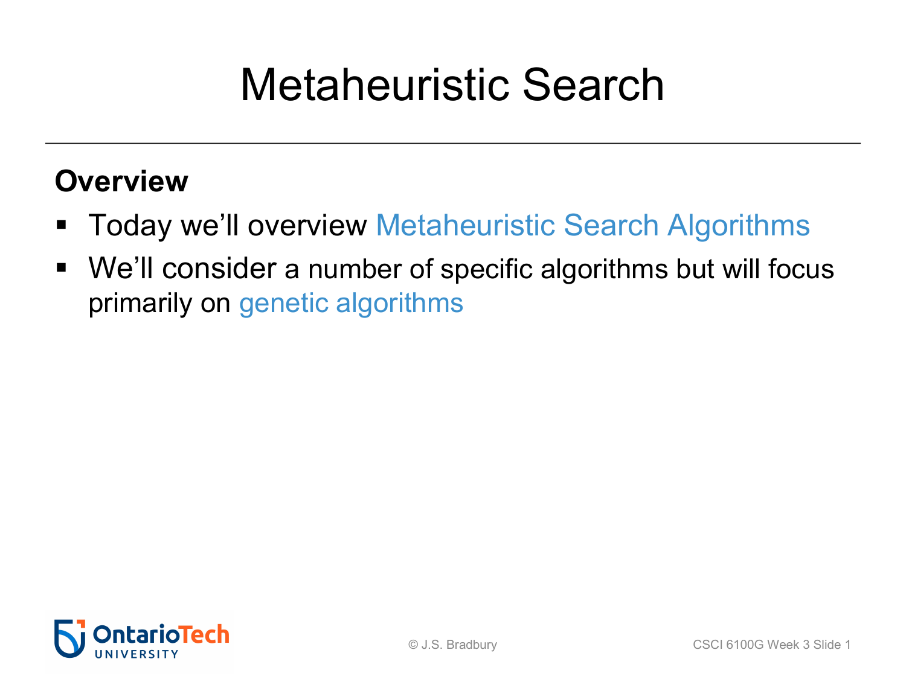# Metaheuristic Search

## Overview

- Today we'll overview Metaheuristic Search Algorithms
- We'll consider a number of specific algorithms but will focus primarily on genetic algorithms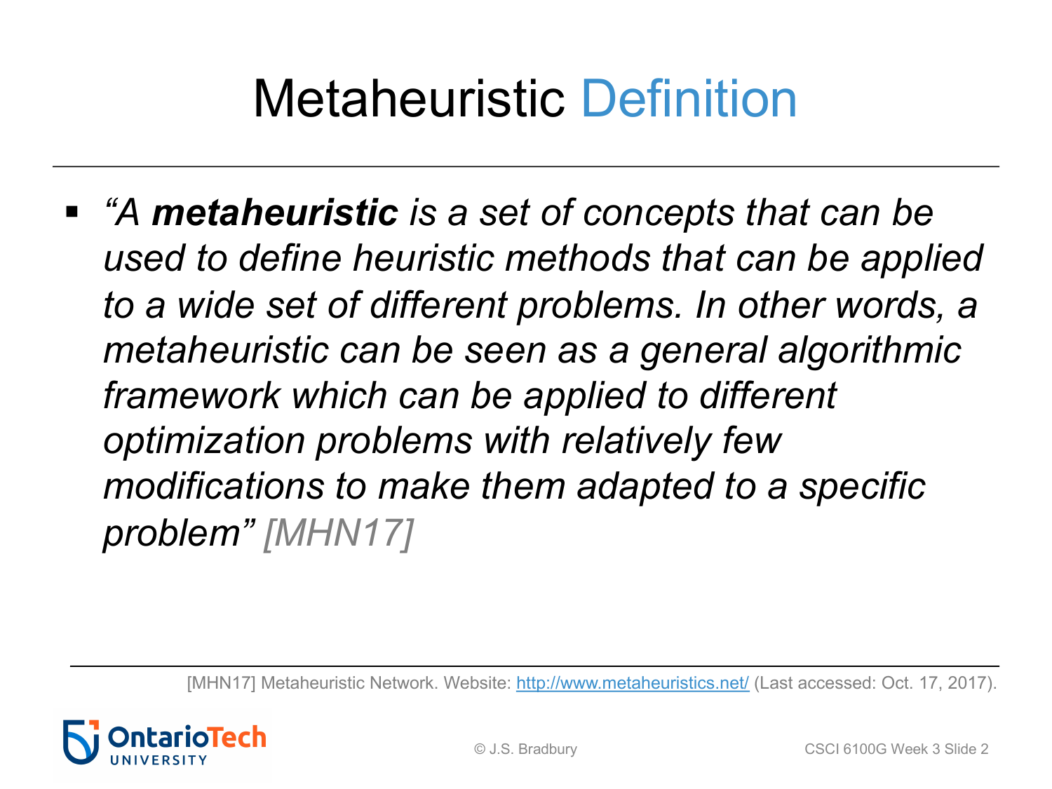# Metaheuristic Definition

- *"A **metaheuristic** is a set of concepts that can be used to define heuristic methods that can be applied to a wide set of different problems. In other words, a metaheuristic can be seen as a general algorithmic framework which can be applied to different optimization problems with relatively few modifications to make them adapted to a specific problem" [MHN17]*

[MHN17] Metaheuristic Network. Website: http://www.metaheuristics.net/ (Last accessed: Oct. 17, 2017).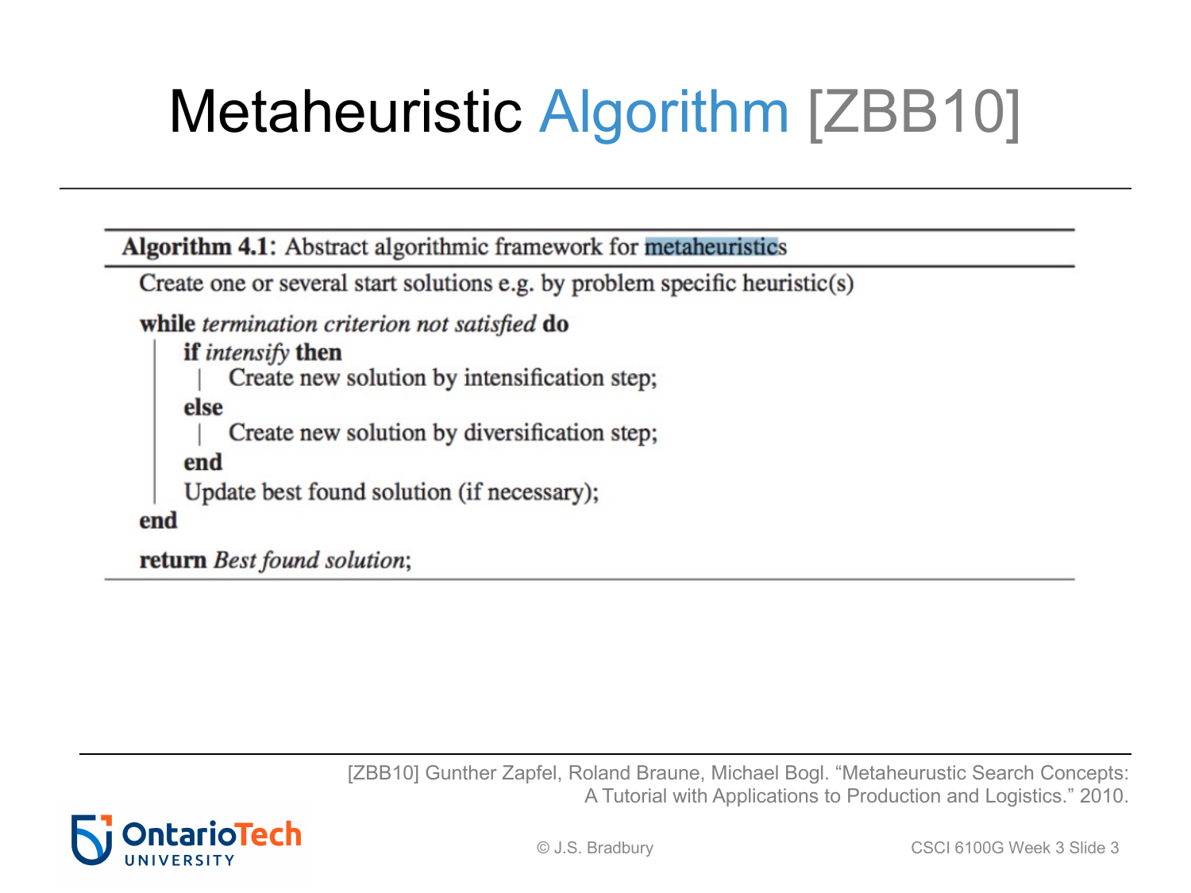# Metaheuristic Algorithm [ZBB10]

**Algorithm 4.1**: Abstract algorithmic framework for metaheuristics

```
Create one or several start solutions e.g. by problem specific heuristic(s)
while termination criterion not satisfied do
    if intensify then
        Create new solution by intensification step;
    else
        Create new solution by diversification step;
    end
    Update best found solution (if necessary);
end
return Best found solution;
```

[ZBB10] Gunther Zapfel, Roland Braune, Michael Bogl. "Metaheurustic Search Concepts: A Tutorial with Applications to Production and Logistics." 2010.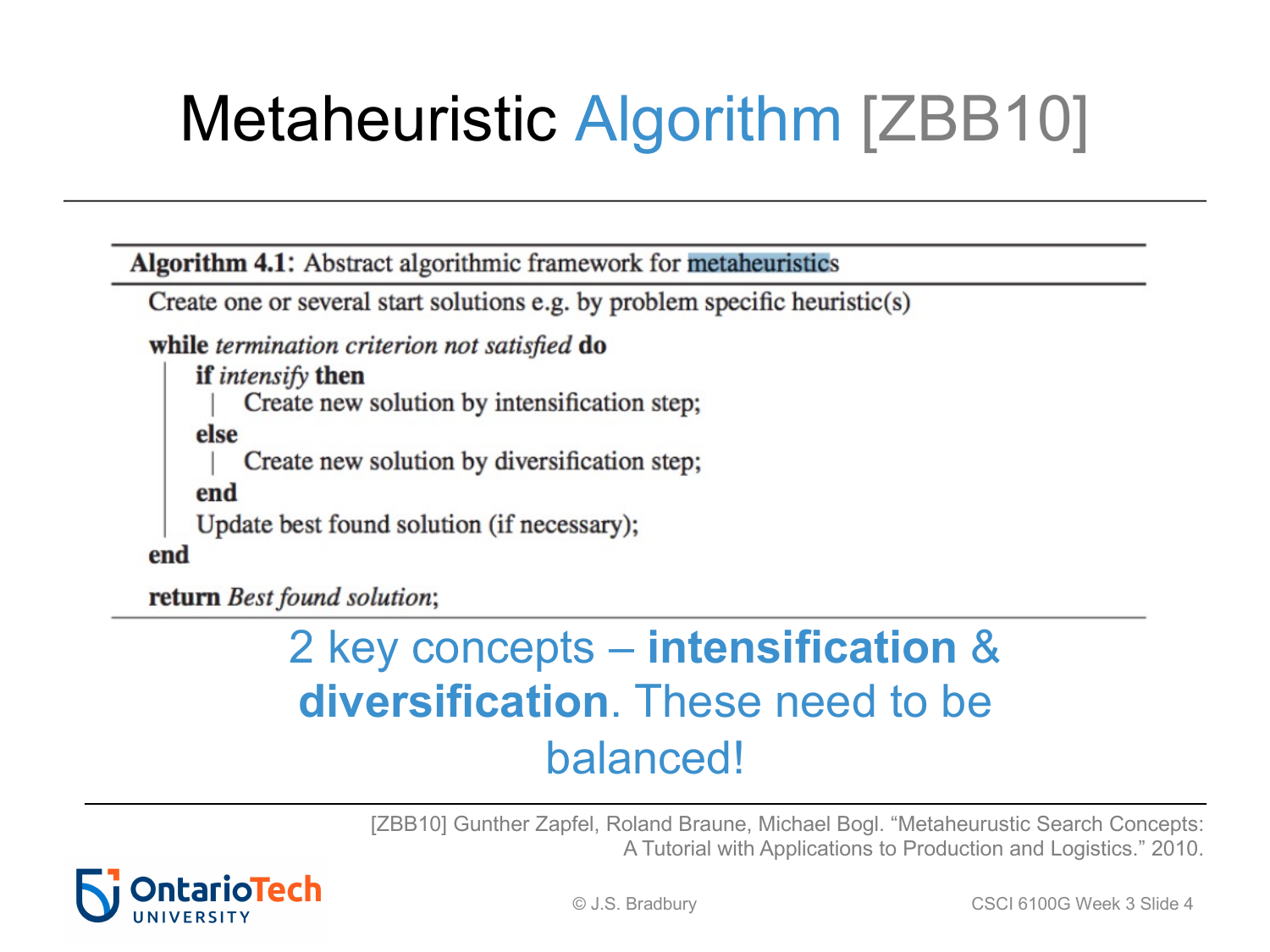# Metaheuristic Algorithm [ZBB10]

**Algorithm 4.1**: Abstract algorithmic framework for metaheuristics

```
Create one or several start solutions e.g. by problem specific heuristic(s)
while termination criterion not satisfied do
    if intensify then
        Create new solution by intensification step;
    else
        Create new solution by diversification step;
    end
    Update best found solution (if necessary);
end
return Best found solution;
```

2 key concepts – **intensification** & **diversification**. These need to be balanced!

[ZBB10] Gunther Zapfel, Roland Braune, Michael Bogl. "Metaheurustic Search Concepts: A Tutorial with Applications to Production and Logistics." 2010.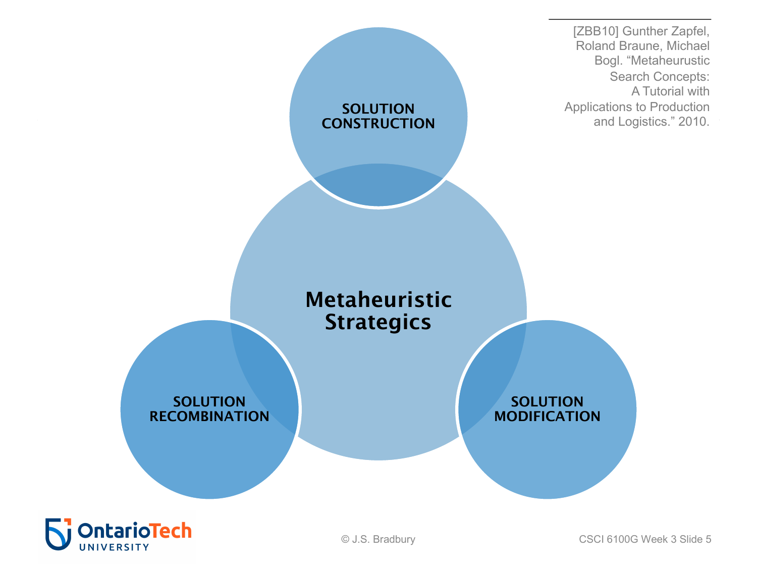# Metaheuristic Strategics

- SOLUTION CONSTRUCTION
- SOLUTION RECOMBINATION
- SOLUTION MODIFICATION

[ZBB10] Gunther Zapfel, Roland Braune, Michael Bogl. "Metaheurustic Search Concepts: A Tutorial with Applications to Production and Logistics." 2010.

© J.S. Bradbury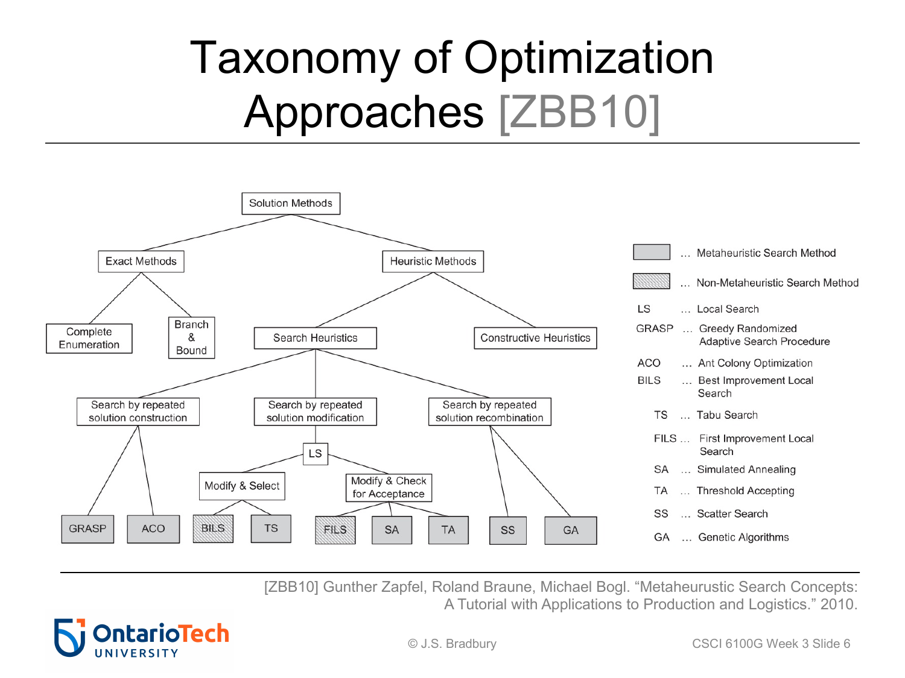# Taxonomy of Optimization Approaches [ZBB10]

- Solution Methods
  - Exact Methods
    - Complete Enumeration
    - Branch & Bound
  - Heuristic Methods
    - Search Heuristics
      - Search by repeated solution construction
        - GRASP
        - ACO
      - Search by repeated solution modification
        - LS
          - Modify & Select
            - BILS
            - TS
          - Modify & Check for Acceptance
            - FILS
            - SA
            - TA
      - Search by repeated solution recombination
        - SS
        - GA
    - Constructive Heuristics

Legend:

- (solid grey box) ... Metaheuristic Search Method
- (hatched box) ... Non-Metaheuristic Search Method

In the diagram, GRASP, ACO, TS, SA, TA, SS and GA are solid grey boxes; BILS and FILS are hatched boxes.

- LS ... Local Search
- GRASP ... Greedy Randomized Adaptive Search Procedure
- ACO ... Ant Colony Optimization
- BILS ... Best Improvement Local Search
- TS ... Tabu Search
- FILS ... First Improvement Local Search
- SA ... Simulated Annealing
- TA ... Threshold Accepting
- SS ... Scatter Search
- GA ... Genetic Algorithms

[ZBB10] Gunther Zapfel, Roland Braune, Michael Bogl. "Metaheurustic Search Concepts: A Tutorial with Applications to Production and Logistics." 2010.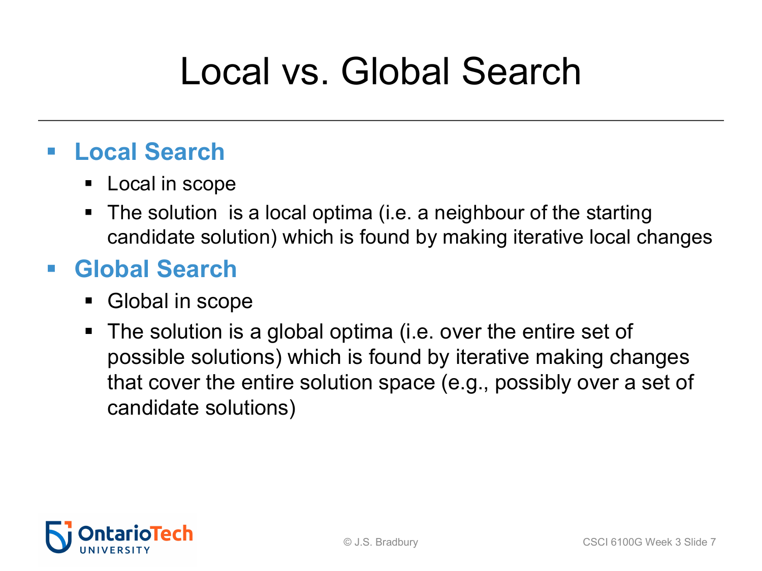# Local vs. Global Search

- **Local Search**
  - Local in scope
  - The solution  is a local optima (i.e. a neighbour of the starting candidate solution) which is found by making iterative local changes
- **Global Search**
  - Global in scope
  - The solution is a global optima (i.e. over the entire set of possible solutions) which is found by iterative making changes that cover the entire solution space (e.g., possibly over a set of candidate solutions)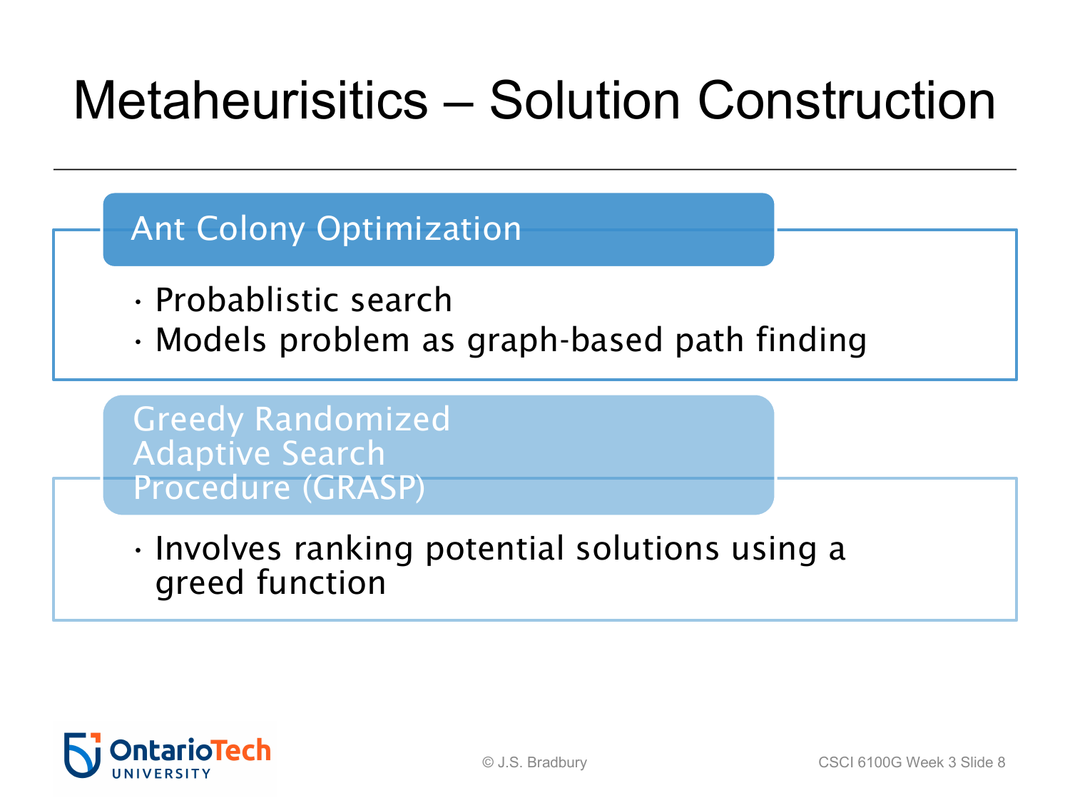# Metaheurisitics – Solution Construction

## Ant Colony Optimization

- Probablistic search
- Models problem as graph-based path finding

## Greedy Randomized Adaptive Search Procedure (GRASP)

- Involves ranking potential solutions using a greed function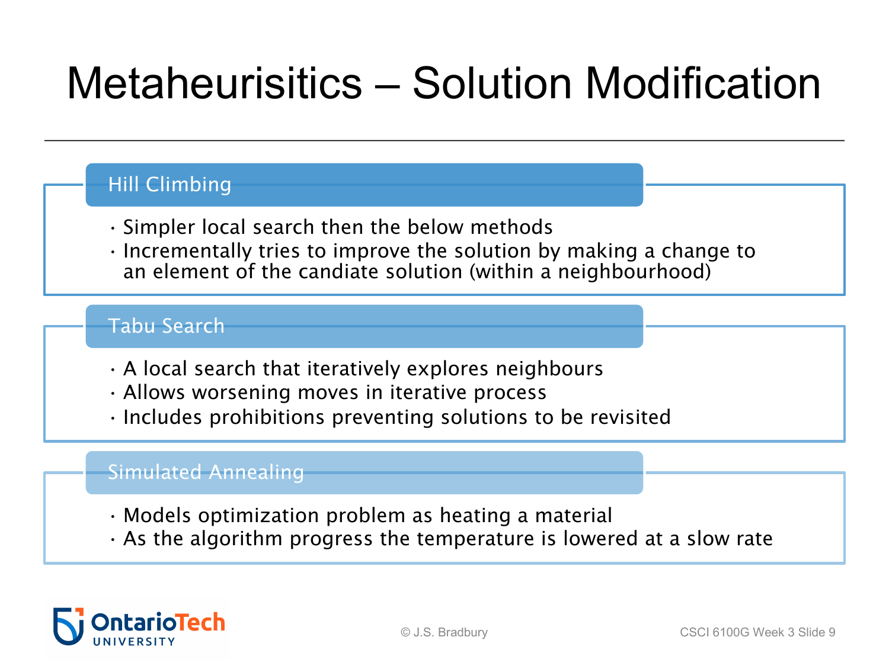# Metaheurisitics – Solution Modification

## Hill Climbing

- Simpler local search then the below methods
- Incrementally tries to improve the solution by making a change to an element of the candiate solution (within a neighbourhood)

## Tabu Search

- A local search that iteratively explores neighbours
- Allows worsening moves in iterative process
- Includes prohibitions preventing solutions to be revisited

## Simulated Annealing

- Models optimization problem as heating a material
- As the algorithm progress the temperature is lowered at a slow rate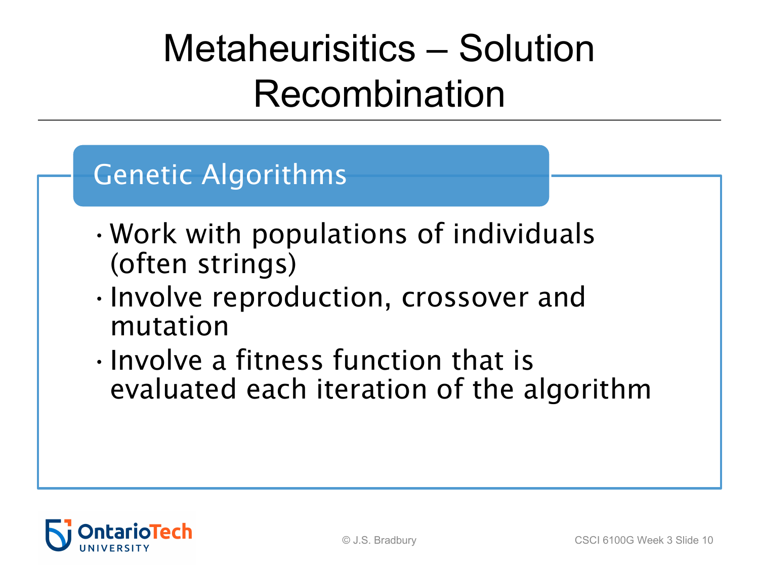# Metaheurisitics – Solution Recombination

## Genetic Algorithms

- Work with populations of individuals (often strings)
- Involve reproduction, crossover and mutation
- Involve a fitness function that is evaluated each iteration of the algorithm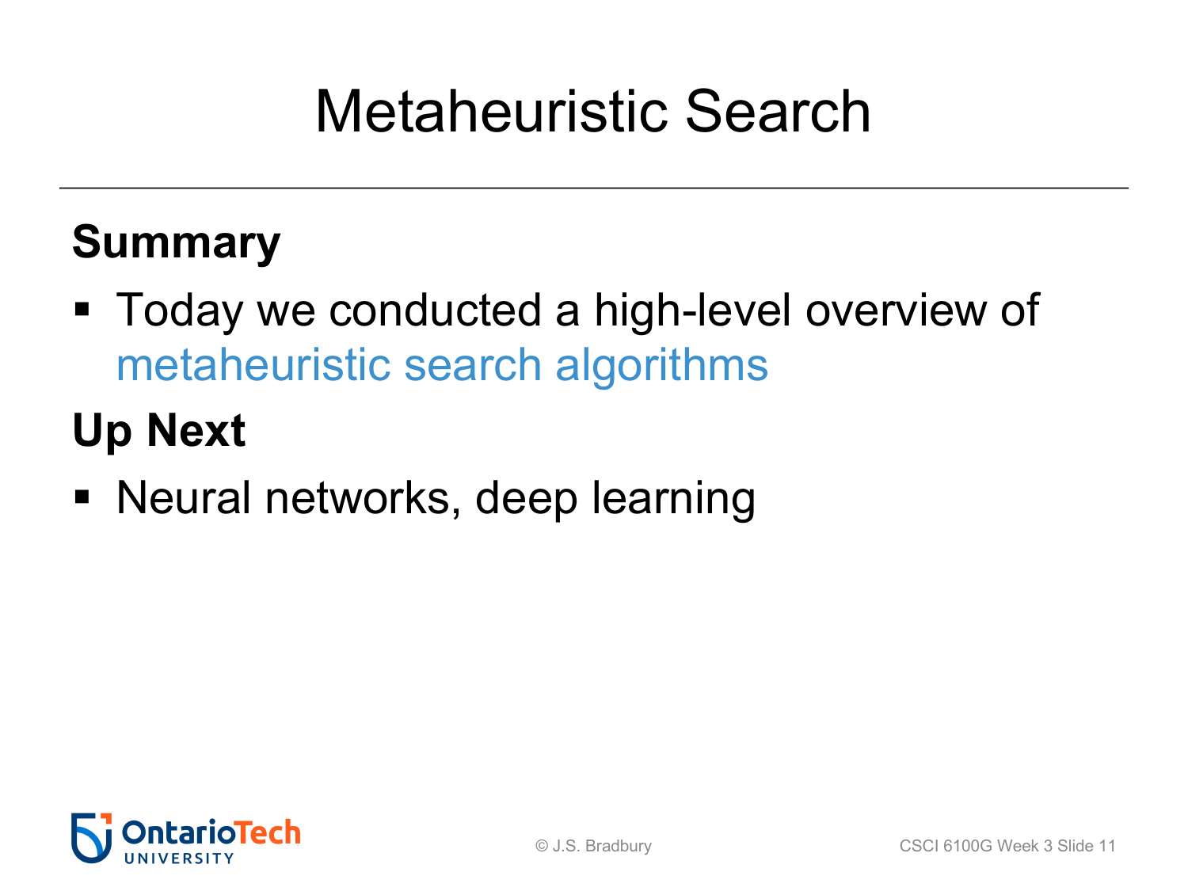# Metaheuristic Search

**Summary**

- Today we conducted a high-level overview of metaheuristic search algorithms

**Up Next**

- Neural networks, deep learning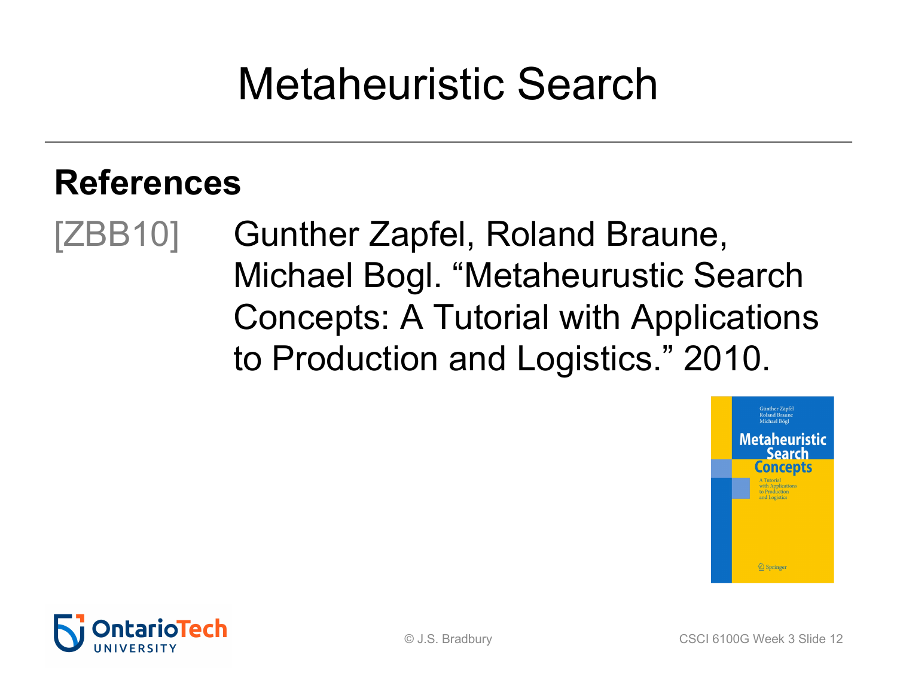# Metaheuristic Search

**References**

[ZBB10] Gunther Zapfel, Roland Braune, Michael Bogl. “Metaheurustic Search Concepts: A Tutorial with Applications to Production and Logistics.” 2010.